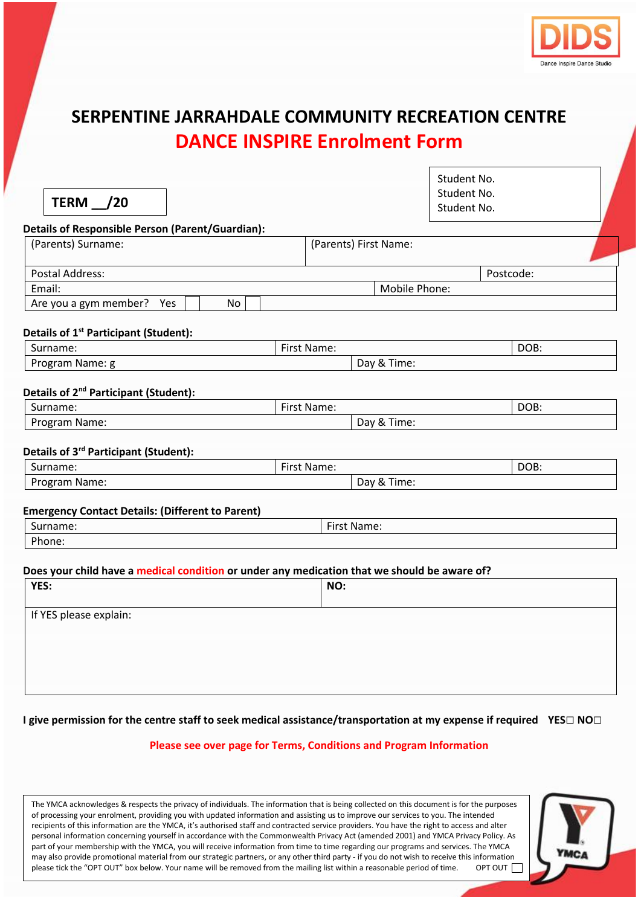DIDS
Dance Inspire Dance Studio

# SERPENTINE JARRAHDALE COMMUNITY RECREATION CENTRE

## DANCE INSPIRE Enrolment Form

**TERM __/20**

| Student No. |
| --- |
| Student No. |
| Student No. |

**Details of Responsible Person (Parent/Guardian):**

| (Parents) Surname: | | (Parents) First Name: | |
| --- | --- | --- | --- |
| Postal Address: | | | Postcode: |
| Email: | | Mobile Phone: | |
| Are you a gym member? Yes ☐ No ☐ | | | |

**Details of 1st Participant (Student):**

| Surname: | First Name: | | DOB: |
| --- | --- | --- | --- |
| Program Name: g | | Day & Time: | |

**Details of 2nd Participant (Student):**

| Surname: | First Name: | | DOB: |
| --- | --- | --- | --- |
| Program Name: | | Day & Time: | |

**Details of 3rd Participant (Student):**

| Surname: | First Name: | | DOB: |
| --- | --- | --- | --- |
| Program Name: | | Day & Time: | |

**Emergency Contact Details: (Different to Parent)**

| Surname: | First Name: |
| --- | --- |
| Phone: | |

**Does your child have a medical condition or under any medication that we should be aware of?**

| **YES:** | **NO:** |
| --- | --- |
| If YES please explain: | |

**I give permission for the centre staff to seek medical assistance/transportation at my expense if required YES☐ NO☐**

**Please see over page for Terms, Conditions and Program Information**

The YMCA acknowledges & respects the privacy of individuals. The information that is being collected on this document is for the purposes of processing your enrolment, providing you with updated information and assisting us to improve our services to you. The intended recipients of this information are the YMCA, it's authorised staff and contracted service providers. You have the right to access and alter personal information concerning yourself in accordance with the Commonwealth Privacy Act (amended 2001) and YMCA Privacy Policy. As part of your membership with the YMCA, you will receive information from time to time regarding our programs and services. The YMCA may also provide promotional material from our strategic partners, or any other third party - if you do not wish to receive this information please tick the "OPT OUT" box below. Your name will be removed from the mailing list within a reasonable period of time. OPT OUT ☐

YMCA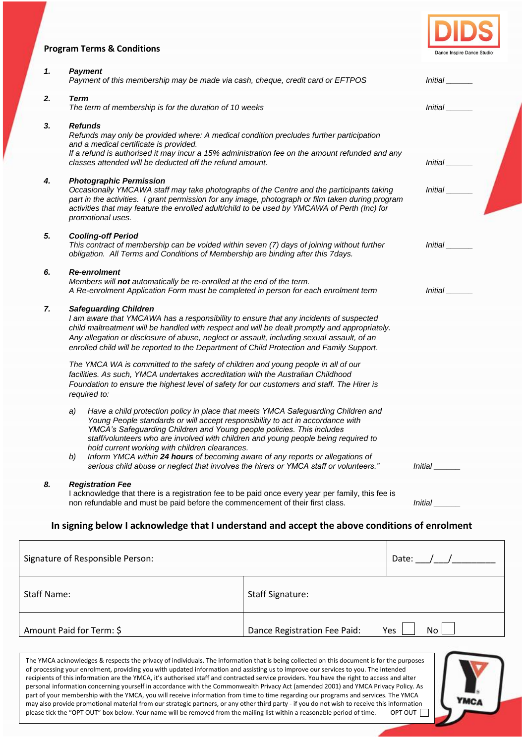## Program Terms & Conditions

DIDS
Dance Inspire Dance Studio

1. ***Payment***
   *Payment of this membership may be made via cash, cheque, credit card or EFTPOS* — *Initial ______*

2. ***Term***
   *The term of membership is for the duration of 10 weeks* — *Initial ______*

3. ***Refunds***
   *Refunds may only be provided where: A medical condition precludes further participation and a medical certificate is provided.*
   *If a refund is authorised it may incur a 15% administration fee on the amount refunded and any classes attended will be deducted off the refund amount.* — *Initial ______*

4. ***Photographic Permission***
   *Occasionally YMCAWA staff may take photographs of the Centre and the participants taking part in the activities. I grant permission for any image, photograph or film taken during program activities that may feature the enrolled adult/child to be used by YMCAWA of Perth (Inc) for promotional uses.* — *Initial ______*

5. ***Cooling-off Period***
   *This contract of membership can be voided within seven (7) days of joining without further obligation. All Terms and Conditions of Membership are binding after this 7days.* — *Initial ______*

6. ***Re-enrolment***
   *Members will **not** automatically be re-enrolled at the end of the term.*
   *A Re-enrolment Application Form must be completed in person for each enrolment term* — *Initial ______*

7. ***Safeguarding Children***
   *I am aware that YMCAWA has a responsibility to ensure that any incidents of suspected child maltreatment will be handled with respect and will be dealt promptly and appropriately. Any allegation or disclosure of abuse, neglect or assault, including sexual assault, of an enrolled child will be reported to the Department of Child Protection and Family Support.*

   *The YMCA WA is committed to the safety of children and young people in all of our facilities. As such, YMCA undertakes accreditation with the Australian Childhood Foundation to ensure the highest level of safety for our customers and staff. The Hirer is required to:*

   a) *Have a child protection policy in place that meets YMCA Safeguarding Children and Young People standards or will accept responsibility to act in accordance with YMCA's Safeguarding Children and Young people policies. This includes staff/volunteers who are involved with children and young people being required to hold current working with children clearances.*
   b) *Inform YMCA within **24 hours** of becoming aware of any reports or allegations of serious child abuse or neglect that involves the hirers or YMCA staff or volunteers."* — *Initial ______*

8. ***Registration Fee***
   I acknowledge that there is a registration fee to be paid once every year per family, this fee is non refundable and must be paid before the commencement of their first class. — *Initial ______*

### In signing below I acknowledge that I understand and accept the above conditions of enrolment

| | |
|---|---|
| Signature of Responsible Person: | Date: ___/___/_________ |
| Staff Name: | Staff Signature: |
| Amount Paid for Term: $ | Dance Registration Fee Paid: Yes ☐ No ☐ |

The YMCA acknowledges & respects the privacy of individuals. The information that is being collected on this document is for the purposes of processing your enrolment, providing you with updated information and assisting us to improve our services to you. The intended recipients of this information are the YMCA, it's authorised staff and contracted service providers. You have the right to access and alter personal information concerning yourself in accordance with the Commonwealth Privacy Act (amended 2001) and YMCA Privacy Policy. As part of your membership with the YMCA, you will receive information from time to time regarding our programs and services. The YMCA may also provide promotional material from our strategic partners, or any other third party - if you do not wish to receive this information please tick the "OPT OUT" box below. Your name will be removed from the mailing list within a reasonable period of time. OPT OUT ☐

YMCA